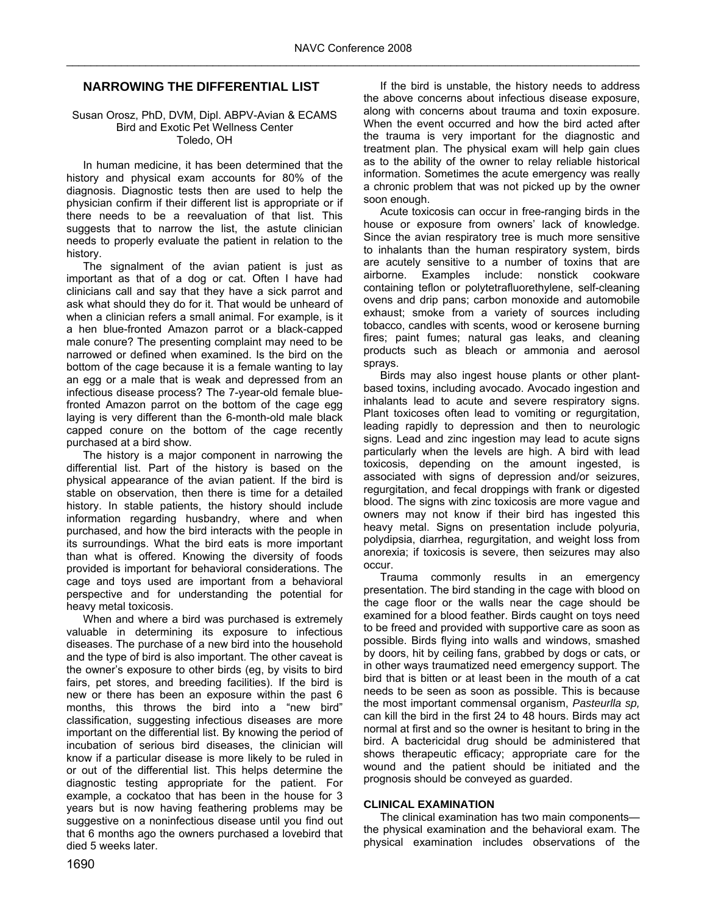## NARROWING THE DIFFERENTIAL LIST

Susan Orosz, PhD, DVM, Dipl. ABPV-Avian & ECAMS
Bird and Exotic Pet Wellness Center
Toledo, OH

In human medicine, it has been determined that the history and physical exam accounts for 80% of the diagnosis. Diagnostic tests then are used to help the physician confirm if their different list is appropriate or if there needs to be a reevaluation of that list. This suggests that to narrow the list, the astute clinician needs to properly evaluate the patient in relation to the history.

The signalment of the avian patient is just as important as that of a dog or cat. Often I have had clinicians call and say that they have a sick parrot and ask what should they do for it. That would be unheard of when a clinician refers a small animal. For example, is it a hen blue-fronted Amazon parrot or a black-capped male conure? The presenting complaint may need to be narrowed or defined when examined. Is the bird on the bottom of the cage because it is a female wanting to lay an egg or a male that is weak and depressed from an infectious disease process? The 7-year-old female blue-fronted Amazon parrot on the bottom of the cage egg laying is very different than the 6-month-old male black capped conure on the bottom of the cage recently purchased at a bird show.

The history is a major component in narrowing the differential list. Part of the history is based on the physical appearance of the avian patient. If the bird is stable on observation, then there is time for a detailed history. In stable patients, the history should include information regarding husbandry, where and when purchased, and how the bird interacts with the people in its surroundings. What the bird eats is more important than what is offered. Knowing the diversity of foods provided is important for behavioral considerations. The cage and toys used are important from a behavioral perspective and for understanding the potential for heavy metal toxicosis.

When and where a bird was purchased is extremely valuable in determining its exposure to infectious diseases. The purchase of a new bird into the household and the type of bird is also important. The other caveat is the owner's exposure to other birds (eg, by visits to bird fairs, pet stores, and breeding facilities). If the bird is new or there has been an exposure within the past 6 months, this throws the bird into a "new bird" classification, suggesting infectious diseases are more important on the differential list. By knowing the period of incubation of serious bird diseases, the clinician will know if a particular disease is more likely to be ruled in or out of the differential list. This helps determine the diagnostic testing appropriate for the patient. For example, a cockatoo that has been in the house for 3 years but is now having feathering problems may be suggestive on a noninfectious disease until you find out that 6 months ago the owners purchased a lovebird that died 5 weeks later.

If the bird is unstable, the history needs to address the above concerns about infectious disease exposure, along with concerns about trauma and toxin exposure. When the event occurred and how the bird acted after the trauma is very important for the diagnostic and treatment plan. The physical exam will help gain clues as to the ability of the owner to relay reliable historical information. Sometimes the acute emergency was really a chronic problem that was not picked up by the owner soon enough.

Acute toxicosis can occur in free-ranging birds in the house or exposure from owners' lack of knowledge. Since the avian respiratory tree is much more sensitive to inhalants than the human respiratory system, birds are acutely sensitive to a number of toxins that are airborne. Examples include: nonstick cookware containing teflon or polytetrafluorethylene, self-cleaning ovens and drip pans; carbon monoxide and automobile exhaust; smoke from a variety of sources including tobacco, candles with scents, wood or kerosene burning fires; paint fumes; natural gas leaks, and cleaning products such as bleach or ammonia and aerosol sprays.

Birds may also ingest house plants or other plant-based toxins, including avocado. Avocado ingestion and inhalants lead to acute and severe respiratory signs. Plant toxicoses often lead to vomiting or regurgitation, leading rapidly to depression and then to neurologic signs. Lead and zinc ingestion may lead to acute signs particularly when the levels are high. A bird with lead toxicosis, depending on the amount ingested, is associated with signs of depression and/or seizures, regurgitation, and fecal droppings with frank or digested blood. The signs with zinc toxicosis are more vague and owners may not know if their bird has ingested this heavy metal. Signs on presentation include polyuria, polydipsia, diarrhea, regurgitation, and weight loss from anorexia; if toxicosis is severe, then seizures may also occur.

Trauma commonly results in an emergency presentation. The bird standing in the cage with blood on the cage floor or the walls near the cage should be examined for a blood feather. Birds caught on toys need to be freed and provided with supportive care as soon as possible. Birds flying into walls and windows, smashed by doors, hit by ceiling fans, grabbed by dogs or cats, or in other ways traumatized need emergency support. The bird that is bitten or at least been in the mouth of a cat needs to be seen as soon as possible. This is because the most important commensal organism, *Pasteurlla sp,* can kill the bird in the first 24 to 48 hours. Birds may act normal at first and so the owner is hesitant to bring in the bird. A bactericidal drug should be administered that shows therapeutic efficacy; appropriate care for the wound and the patient should be initiated and the prognosis should be conveyed as guarded.

### CLINICAL EXAMINATION

The clinical examination has two main components—the physical examination and the behavioral exam. The physical examination includes observations of the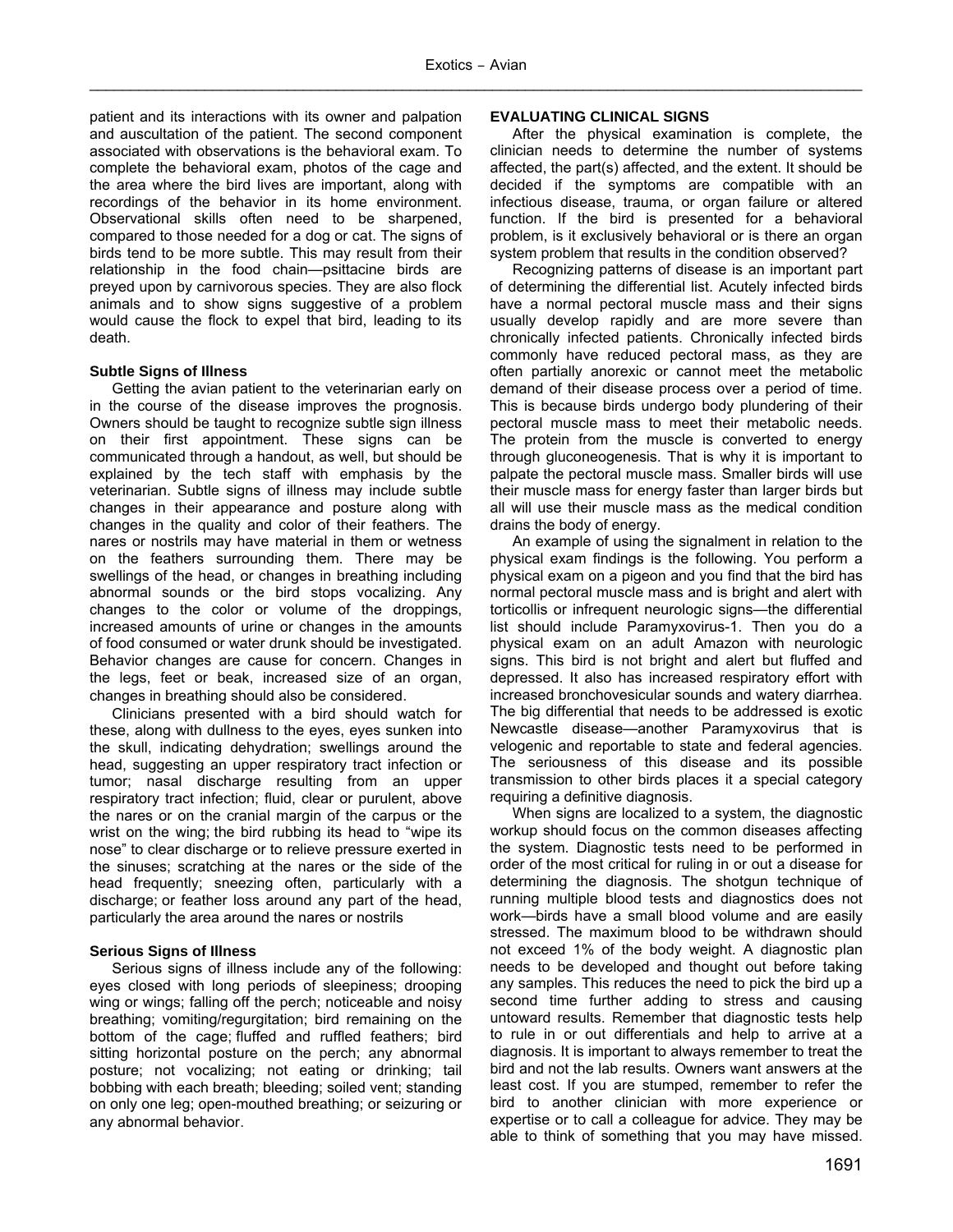patient and its interactions with its owner and palpation and auscultation of the patient. The second component associated with observations is the behavioral exam. To complete the behavioral exam, photos of the cage and the area where the bird lives are important, along with recordings of the behavior in its home environment. Observational skills often need to be sharpened, compared to those needed for a dog or cat. The signs of birds tend to be more subtle. This may result from their relationship in the food chain—psittacine birds are preyed upon by carnivorous species. They are also flock animals and to show signs suggestive of a problem would cause the flock to expel that bird, leading to its death.

### Subtle Signs of Illness

Getting the avian patient to the veterinarian early on in the course of the disease improves the prognosis. Owners should be taught to recognize subtle sign illness on their first appointment. These signs can be communicated through a handout, as well, but should be explained by the tech staff with emphasis by the veterinarian. Subtle signs of illness may include subtle changes in their appearance and posture along with changes in the quality and color of their feathers. The nares or nostrils may have material in them or wetness on the feathers surrounding them. There may be swellings of the head, or changes in breathing including abnormal sounds or the bird stops vocalizing. Any changes to the color or volume of the droppings, increased amounts of urine or changes in the amounts of food consumed or water drunk should be investigated. Behavior changes are cause for concern. Changes in the legs, feet or beak, increased size of an organ, changes in breathing should also be considered.

Clinicians presented with a bird should watch for these, along with dullness to the eyes, eyes sunken into the skull, indicating dehydration; swellings around the head, suggesting an upper respiratory tract infection or tumor; nasal discharge resulting from an upper respiratory tract infection; fluid, clear or purulent, above the nares or on the cranial margin of the carpus or the wrist on the wing; the bird rubbing its head to "wipe its nose" to clear discharge or to relieve pressure exerted in the sinuses; scratching at the nares or the side of the head frequently; sneezing often, particularly with a discharge; or feather loss around any part of the head, particularly the area around the nares or nostrils

### Serious Signs of Illness

Serious signs of illness include any of the following: eyes closed with long periods of sleepiness; drooping wing or wings; falling off the perch; noticeable and noisy breathing; vomiting/regurgitation; bird remaining on the bottom of the cage; fluffed and ruffled feathers; bird sitting horizontal posture on the perch; any abnormal posture; not vocalizing; not eating or drinking; tail bobbing with each breath; bleeding; soiled vent; standing on only one leg; open-mouthed breathing; or seizuring or any abnormal behavior.

## EVALUATING CLINICAL SIGNS

After the physical examination is complete, the clinician needs to determine the number of systems affected, the part(s) affected, and the extent. It should be decided if the symptoms are compatible with an infectious disease, trauma, or organ failure or altered function. If the bird is presented for a behavioral problem, is it exclusively behavioral or is there an organ system problem that results in the condition observed?

Recognizing patterns of disease is an important part of determining the differential list. Acutely infected birds have a normal pectoral muscle mass and their signs usually develop rapidly and are more severe than chronically infected patients. Chronically infected birds commonly have reduced pectoral mass, as they are often partially anorexic or cannot meet the metabolic demand of their disease process over a period of time. This is because birds undergo body plundering of their pectoral muscle mass to meet their metabolic needs. The protein from the muscle is converted to energy through gluconeogenesis. That is why it is important to palpate the pectoral muscle mass. Smaller birds will use their muscle mass for energy faster than larger birds but all will use their muscle mass as the medical condition drains the body of energy.

An example of using the signalment in relation to the physical exam findings is the following. You perform a physical exam on a pigeon and you find that the bird has normal pectoral muscle mass and is bright and alert with torticollis or infrequent neurologic signs—the differential list should include Paramyxovirus-1. Then you do a physical exam on an adult Amazon with neurologic signs. This bird is not bright and alert but fluffed and depressed. It also has increased respiratory effort with increased bronchovesicular sounds and watery diarrhea. The big differential that needs to be addressed is exotic Newcastle disease—another Paramyxovirus that is velogenic and reportable to state and federal agencies. The seriousness of this disease and its possible transmission to other birds places it a special category requiring a definitive diagnosis.

When signs are localized to a system, the diagnostic workup should focus on the common diseases affecting the system. Diagnostic tests need to be performed in order of the most critical for ruling in or out a disease for determining the diagnosis. The shotgun technique of running multiple blood tests and diagnostics does not work—birds have a small blood volume and are easily stressed. The maximum blood to be withdrawn should not exceed 1% of the body weight. A diagnostic plan needs to be developed and thought out before taking any samples. This reduces the need to pick the bird up a second time further adding to stress and causing untoward results. Remember that diagnostic tests help to rule in or out differentials and help to arrive at a diagnosis. It is important to always remember to treat the bird and not the lab results. Owners want answers at the least cost. If you are stumped, remember to refer the bird to another clinician with more experience or expertise or to call a colleague for advice. They may be able to think of something that you may have missed.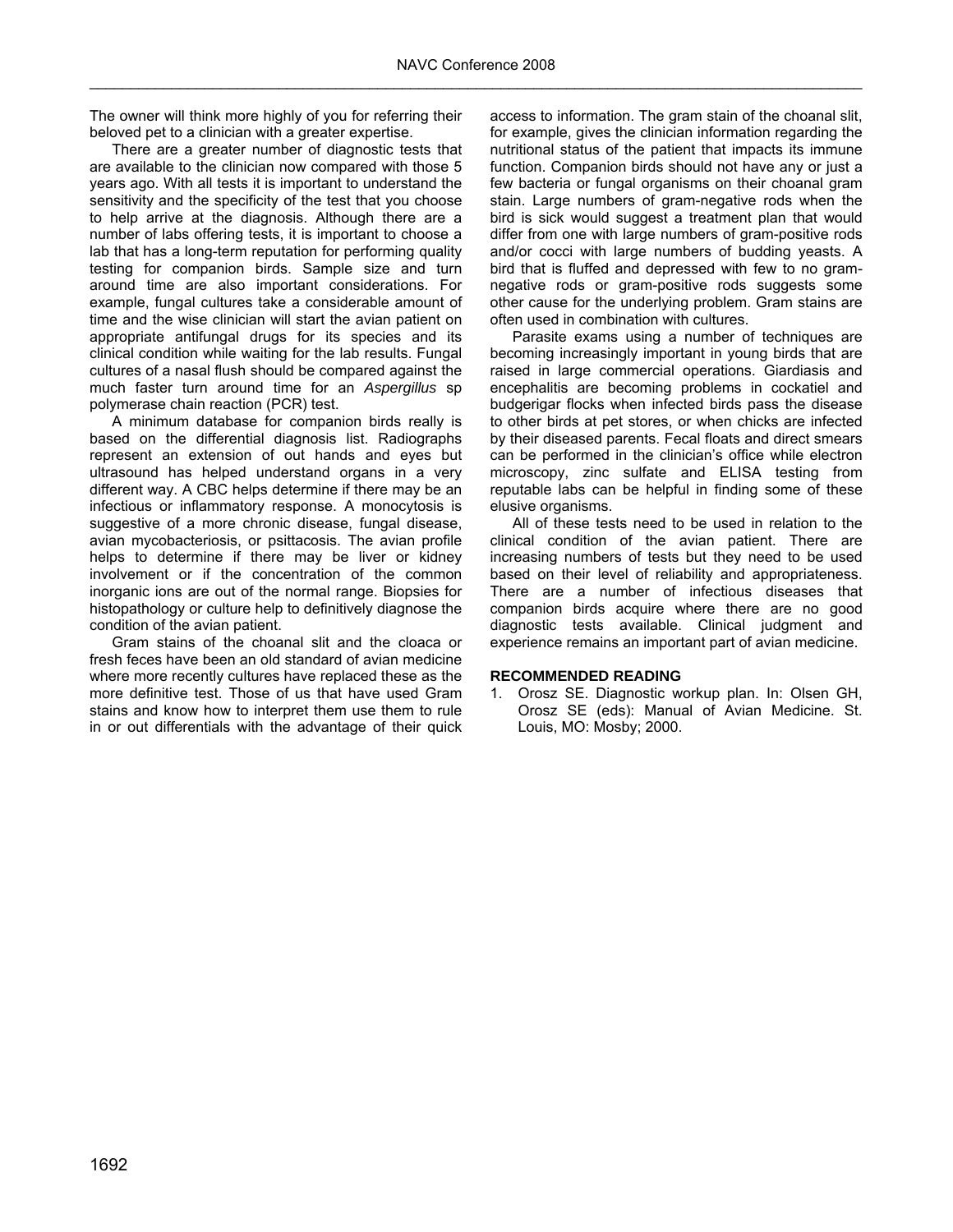The owner will think more highly of you for referring their beloved pet to a clinician with a greater expertise.

There are a greater number of diagnostic tests that are available to the clinician now compared with those 5 years ago. With all tests it is important to understand the sensitivity and the specificity of the test that you choose to help arrive at the diagnosis. Although there are a number of labs offering tests, it is important to choose a lab that has a long-term reputation for performing quality testing for companion birds. Sample size and turn around time are also important considerations. For example, fungal cultures take a considerable amount of time and the wise clinician will start the avian patient on appropriate antifungal drugs for its species and its clinical condition while waiting for the lab results. Fungal cultures of a nasal flush should be compared against the much faster turn around time for an *Aspergillus* sp polymerase chain reaction (PCR) test.

A minimum database for companion birds really is based on the differential diagnosis list. Radiographs represent an extension of out hands and eyes but ultrasound has helped understand organs in a very different way. A CBC helps determine if there may be an infectious or inflammatory response. A monocytosis is suggestive of a more chronic disease, fungal disease, avian mycobacteriosis, or psittacosis. The avian profile helps to determine if there may be liver or kidney involvement or if the concentration of the common inorganic ions are out of the normal range. Biopsies for histopathology or culture help to definitively diagnose the condition of the avian patient.

Gram stains of the choanal slit and the cloaca or fresh feces have been an old standard of avian medicine where more recently cultures have replaced these as the more definitive test. Those of us that have used Gram stains and know how to interpret them use them to rule in or out differentials with the advantage of their quick access to information. The gram stain of the choanal slit, for example, gives the clinician information regarding the nutritional status of the patient that impacts its immune function. Companion birds should not have any or just a few bacteria or fungal organisms on their choanal gram stain. Large numbers of gram-negative rods when the bird is sick would suggest a treatment plan that would differ from one with large numbers of gram-positive rods and/or cocci with large numbers of budding yeasts. A bird that is fluffed and depressed with few to no gram-negative rods or gram-positive rods suggests some other cause for the underlying problem. Gram stains are often used in combination with cultures.

Parasite exams using a number of techniques are becoming increasingly important in young birds that are raised in large commercial operations. Giardiasis and encephalitis are becoming problems in cockatiel and budgerigar flocks when infected birds pass the disease to other birds at pet stores, or when chicks are infected by their diseased parents. Fecal floats and direct smears can be performed in the clinician's office while electron microscopy, zinc sulfate and ELISA testing from reputable labs can be helpful in finding some of these elusive organisms.

All of these tests need to be used in relation to the clinical condition of the avian patient. There are increasing numbers of tests but they need to be used based on their level of reliability and appropriateness. There are a number of infectious diseases that companion birds acquire where there are no good diagnostic tests available. Clinical judgment and experience remains an important part of avian medicine.

## RECOMMENDED READING

1. Orosz SE. Diagnostic workup plan. In: Olsen GH, Orosz SE (eds): Manual of Avian Medicine. St. Louis, MO: Mosby; 2000.